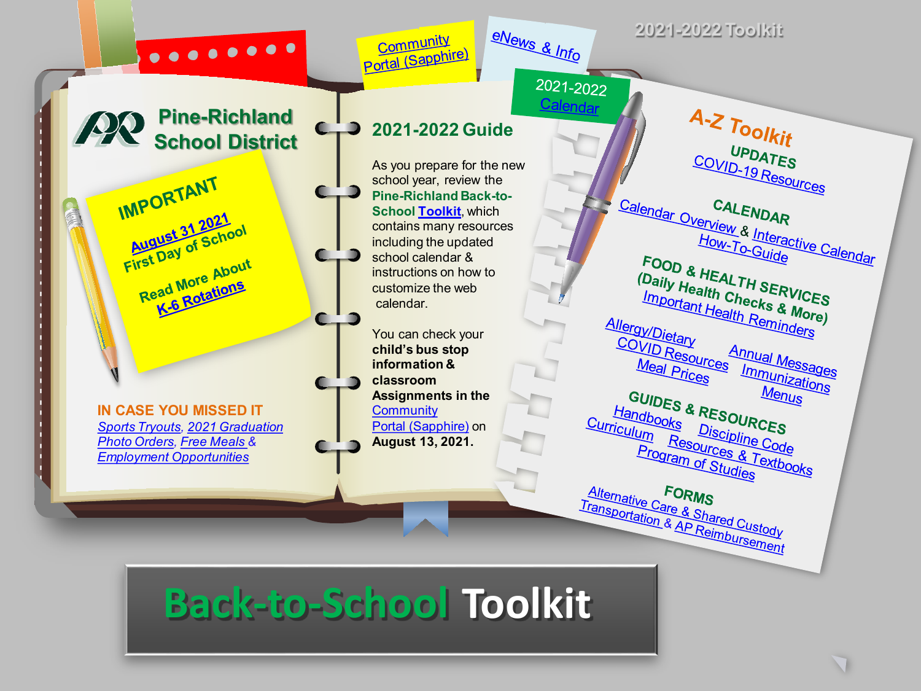2021-2022 Toolkit

Community Portal (Sapphire)

eNews & Info

2021-2022 Calendar

# Pine-Richland School District

## IMPORTANT

August 31 2021 First Day of School

Read More About K-6 Rotations

### IN CASE YOU MISSED IT

*Sports Tryouts, 2021 Graduation Photo Orders, Free Meals & Employment Opportunities*

## 2021-2022 Guide

As you prepare for the new school year, review the **Pine-Richland Back-to-School Toolkit**, which contains many resources including the updated school calendar & instructions on how to customize the web calendar.

You can check your **child's bus stop information & classroom Assignments in the** Community Portal (Sapphire) on **August 13, 2021.**

## A-Z Toolkit

### UPDATES

COVID-19 Resources

### CALENDAR

Calendar Overview & Interactive Calendar How-To-Guide

### FOOD & HEALTH SERVICES (Daily Health Checks & More)

Important Health Reminders

Allergy/Dietary
COVID Resources
Meal Prices
Annual Messages
Immunizations
Menus

### GUIDES & RESOURCES

Handbooks
Discipline Code
Curriculum
Resources & Textbooks
Program of Studies

### FORMS

Alternative Care & Shared Custody
Transportation & AP Reimbursement

# Back-to-School Toolkit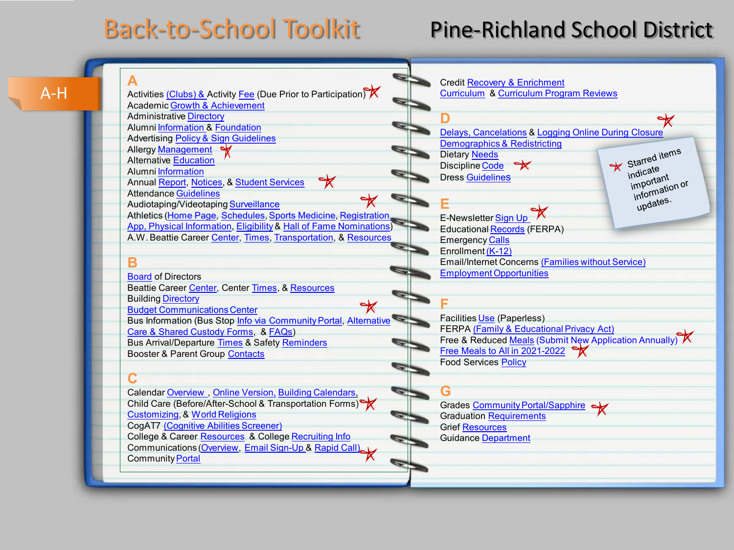# Back-to-School Toolkit

# Pine-Richland School District

A-H

## A

- Activities (Clubs) & Activity Fee (Due Prior to Participation) ★
- Academic Growth & Achievement
- Administrative Directory
- Alumni Information & Foundation
- Advertising Policy & Sign Guidelines
- Allergy Management ★
- Alternative Education
- Alumni Information
- Annual Report, Notices, & Student Services ★
- Attendance Guidelines
- Audiotaping/Videotaping Surveillance ★
- Athletics (Home Page, Schedules, Sports Medicine, Registration, App, Physical Information, Eligibility & Hall of Fame Nominations)
- A.W. Beattie Career Center, Times, Transportation, & Resources

## B

- Board of Directors
- Beattie Career Center, Center Times, & Resources
- Building Directory
- Budget Communications Center ★
- Bus Information (Bus Stop Info via Community Portal, Alternative Care & Shared Custody Forms, & FAQs)
- Bus Arrival/Departure Times & Safety Reminders
- Booster & Parent Group Contacts

## C

- Calendar Overview , Online Version, Building Calendars, Child Care (Before/After-School & Transportation Forms) ★ Customizing, & World Religions
- CogAT7 (Cognitive Abilities Screener)
- College & Career Resources & College Recruiting Info
- Communications (Overview, Email Sign-Up & Rapid Call) ★
- Community Portal
- Credit Recovery & Enrichment
- Curriculum & Curriculum Program Reviews

## D

- Delays, Cancelations & Logging Online During Closure ★
- Demographics & Redistricting
- Dietary Needs
- Discipline Code ★
- Dress Guidelines

## E

- E-Newsletter Sign Up ★
- Educational Records (FERPA)
- Emergency Calls
- Enrollment (K-12)
- Email/Internet Concerns (Families without Service)
- Employment Opportunities

## F

- Facilities Use (Paperless)
- FERPA (Family & Educational Privacy Act)
- Free & Reduced Meals (Submit New Application Annually) ★
- Free Meals to All in 2021-2022 ★
- Food Services Policy

## G

- Grades Community Portal/Sapphire ★
- Graduation Requirements
- Grief Resources
- Guidance Department

★ Starred items indicate important information or updates.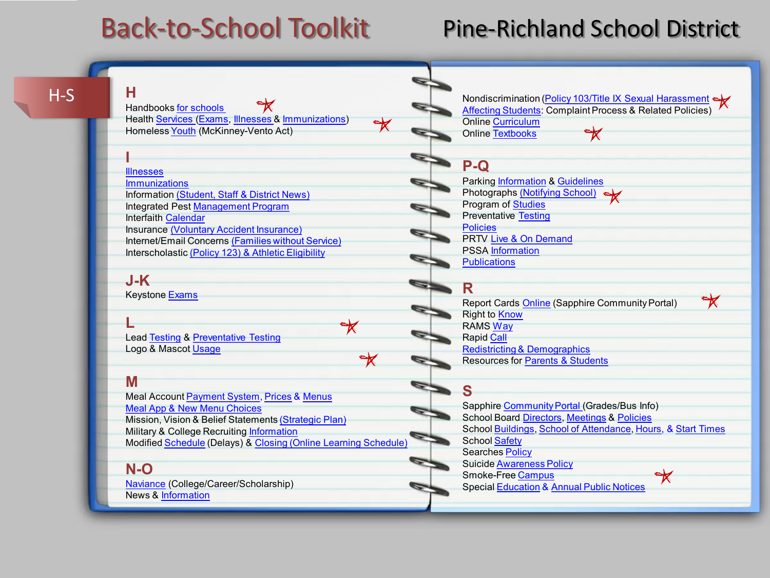# Back-to-School Toolkit

# Pine-Richland School District

H-S

## H

Handbooks for schools
Health Services (Exams, Illnesses & Immunizations)
Homeless Youth (McKinney-Vento Act)

## I

Illnesses
Immunizations
Information (Student, Staff & District News)
Integrated Pest Management Program
Interfaith Calendar
Insurance (Voluntary Accident Insurance)
Internet/Email Concerns (Families without Service)
Interscholastic (Policy 123) & Athletic Eligibility

## J-K

Keystone Exams

## L

Lead Testing & Preventative Testing
Logo & Mascot Usage

## M

Meal Account Payment System, Prices & Menus
Meal App & New Menu Choices
Mission, Vision & Belief Statements (Strategic Plan)
Military & College Recruiting Information
Modified Schedule (Delays) & Closing (Online Learning Schedule)

## N-O

Naviance (College/Career/Scholarship)
News & Information
Nondiscrimination (Policy 103/Title IX Sexual Harassment Affecting Students: Complaint Process & Related Policies)
Online Curriculum
Online Textbooks

## P-Q

Parking Information & Guidelines
Photographs (Notifying School)
Program of Studies
Preventative Testing
Policies
PRTV Live & On Demand
PSSA Information
Publications

## R

Report Cards Online (Sapphire Community Portal)
Right to Know
RAMS Way
Rapid Call
Redistricting & Demographics
Resources for Parents & Students

## S

Sapphire Community Portal (Grades/Bus Info)
School Board Directors, Meetings & Policies
School Buildings, School of Attendance, Hours, & Start Times
School Safety
Searches Policy
Suicide Awareness Policy
Smoke-Free Campus
Special Education & Annual Public Notices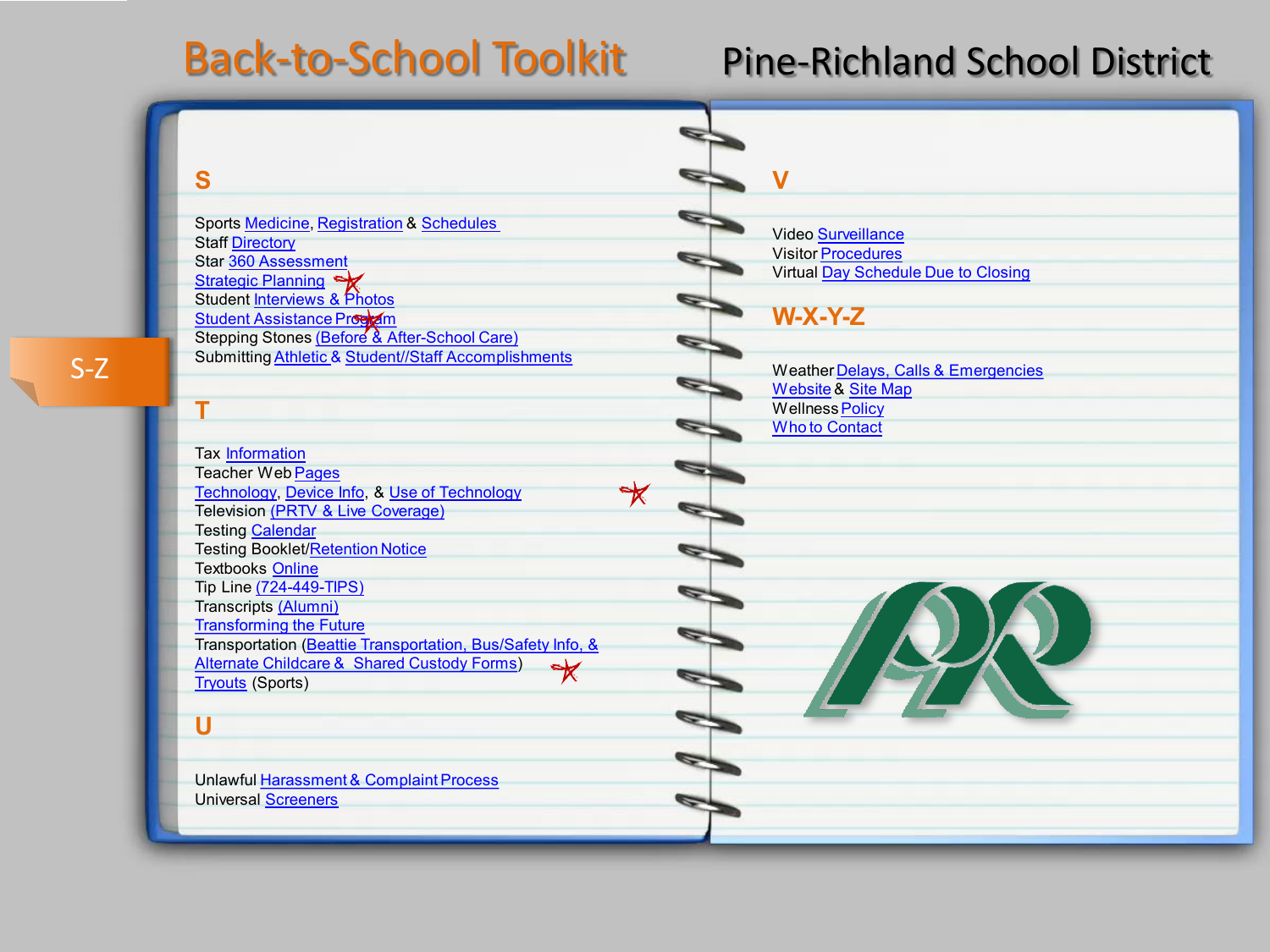# Back-to-School Toolkit

# Pine-Richland School District

S-Z

## S

Sports Medicine, Registration & Schedules
Staff Directory
Star 360 Assessment
Strategic Planning
Student Interviews & Photos
Student Assistance Program
Stepping Stones (Before & After-School Care)
Submitting Athletic & Student//Staff Accomplishments

## T

Tax Information
Teacher Web Pages
Technology, Device Info, & Use of Technology
Television (PRTV & Live Coverage)
Testing Calendar
Testing Booklet/Retention Notice
Textbooks Online
Tip Line (724-449-TIPS)
Transcripts (Alumni)
Transforming the Future
Transportation (Beattie Transportation, Bus/Safety Info, & Alternate Childcare & Shared Custody Forms)
Tryouts (Sports)

## U

Unlawful Harassment & Complaint Process
Universal Screeners

## V

Video Surveillance
Visitor Procedures
Virtual Day Schedule Due to Closing

## W-X-Y-Z

Weather Delays, Calls & Emergencies
Website & Site Map
Wellness Policy
Who to Contact